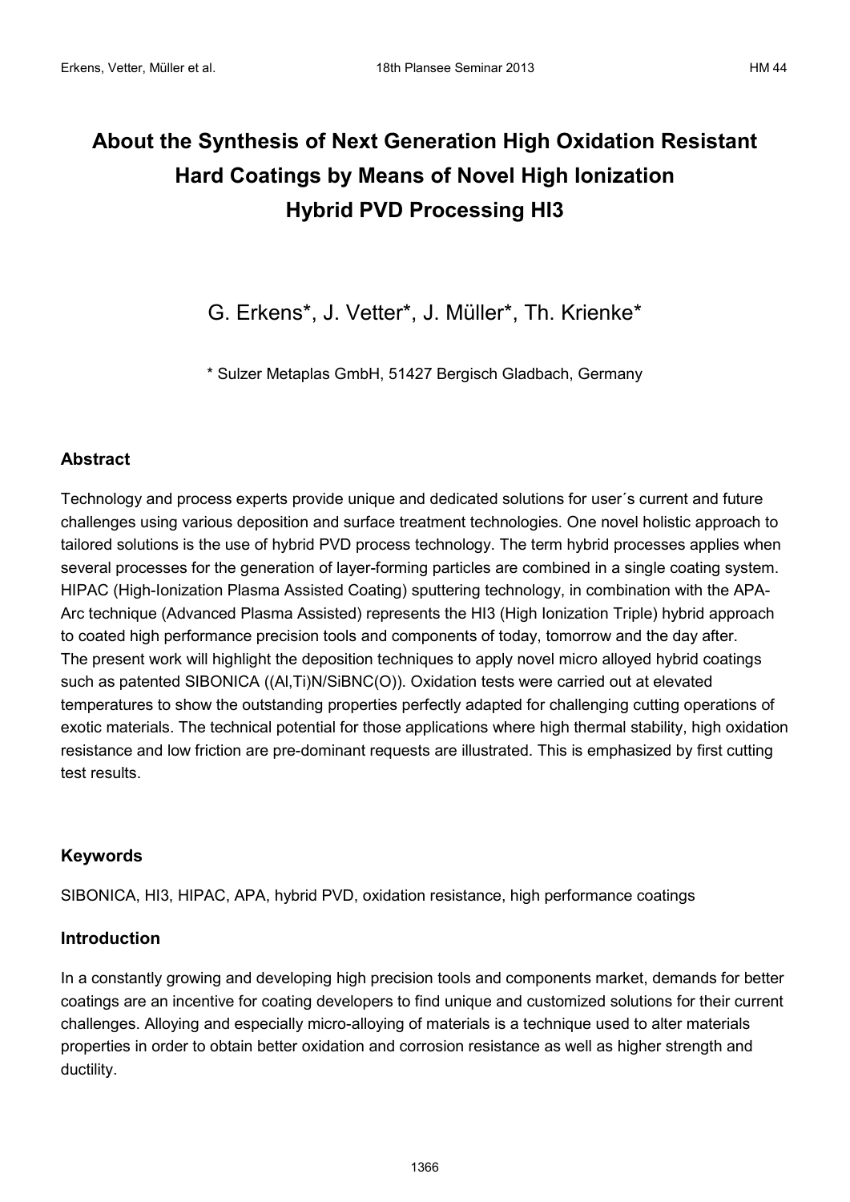# About the Synthesis of Next Generation High Oxidation Resistant Hard Coatings by Means of Novel High Ionization Hybrid PVD Processing HI3

G. Erkens*, J. Vetter*, J. Müller*, Th. Krienke*

\* Sulzer Metaplas GmbH, 51427 Bergisch Gladbach, Germany

## Abstract

Technology and process experts provide unique and dedicated solutions for user´s current and future challenges using various deposition and surface treatment technologies. One novel holistic approach to tailored solutions is the use of hybrid PVD process technology. The term hybrid processes applies when several processes for the generation of layer-forming particles are combined in a single coating system. HIPAC (High-Ionization Plasma Assisted Coating) sputtering technology, in combination with the APA-Arc technique (Advanced Plasma Assisted) represents the HI3 (High Ionization Triple) hybrid approach to coated high performance precision tools and components of today, tomorrow and the day after. The present work will highlight the deposition techniques to apply novel micro alloyed hybrid coatings such as patented SIBONICA ((Al,Ti)N/SiBNC(O)). Oxidation tests were carried out at elevated temperatures to show the outstanding properties perfectly adapted for challenging cutting operations of exotic materials. The technical potential for those applications where high thermal stability, high oxidation resistance and low friction are pre-dominant requests are illustrated. This is emphasized by first cutting test results.

## Keywords

SIBONICA, HI3, HIPAC, APA, hybrid PVD, oxidation resistance, high performance coatings

## Introduction

In a constantly growing and developing high precision tools and components market, demands for better coatings are an incentive for coating developers to find unique and customized solutions for their current challenges. Alloying and especially micro-alloying of materials is a technique used to alter materials properties in order to obtain better oxidation and corrosion resistance as well as higher strength and ductility.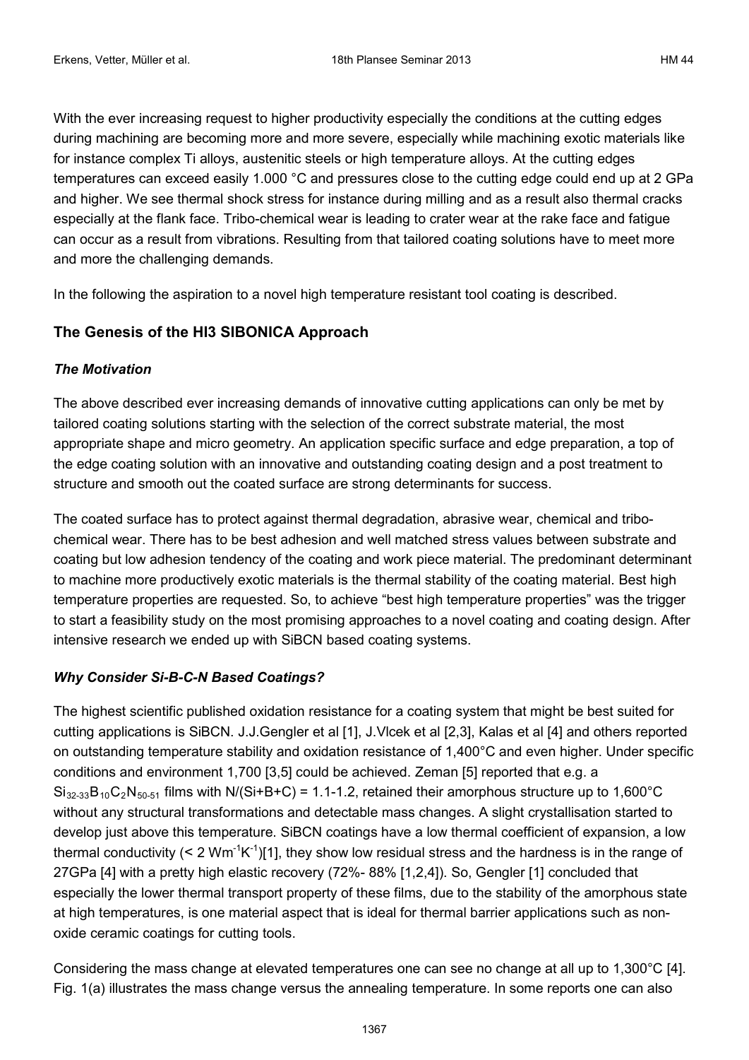With the ever increasing request to higher productivity especially the conditions at the cutting edges during machining are becoming more and more severe, especially while machining exotic materials like for instance complex Ti alloys, austenitic steels or high temperature alloys. At the cutting edges temperatures can exceed easily 1.000 °C and pressures close to the cutting edge could end up at 2 GPa and higher. We see thermal shock stress for instance during milling and as a result also thermal cracks especially at the flank face. Tribo-chemical wear is leading to crater wear at the rake face and fatigue can occur as a result from vibrations. Resulting from that tailored coating solutions have to meet more and more the challenging demands.

In the following the aspiration to a novel high temperature resistant tool coating is described.

## The Genesis of the HI3 SIBONICA Approach

### *The Motivation*

The above described ever increasing demands of innovative cutting applications can only be met by tailored coating solutions starting with the selection of the correct substrate material, the most appropriate shape and micro geometry. An application specific surface and edge preparation, a top of the edge coating solution with an innovative and outstanding coating design and a post treatment to structure and smooth out the coated surface are strong determinants for success.

The coated surface has to protect against thermal degradation, abrasive wear, chemical and tribo-chemical wear. There has to be best adhesion and well matched stress values between substrate and coating but low adhesion tendency of the coating and work piece material. The predominant determinant to machine more productively exotic materials is the thermal stability of the coating material. Best high temperature properties are requested. So, to achieve "best high temperature properties" was the trigger to start a feasibility study on the most promising approaches to a novel coating and coating design. After intensive research we ended up with SiBCN based coating systems.

### *Why Consider Si-B-C-N Based Coatings?*

The highest scientific published oxidation resistance for a coating system that might be best suited for cutting applications is SiBCN. J.J.Gengler et al [1], J.Vlcek et al [2,3], Kalas et al [4] and others reported on outstanding temperature stability and oxidation resistance of 1,400°C and even higher. Under specific conditions and environment 1,700 [3,5] could be achieved. Zeman [5] reported that e.g. a $Si_{32\text{-}33}B_{10}C_2N_{50\text{-}51}$ films with N/(Si+B+C) = 1.1-1.2, retained their amorphous structure up to 1,600°C without any structural transformations and detectable mass changes. A slight crystallisation started to develop just above this temperature. SiBCN coatings have a low thermal coefficient of expansion, a low thermal conductivity (< 2 $Wm^{-1}K^{-1}$)[1], they show low residual stress and the hardness is in the range of 27GPa [4] with a pretty high elastic recovery (72%- 88% [1,2,4]). So, Gengler [1] concluded that especially the lower thermal transport property of these films, due to the stability of the amorphous state at high temperatures, is one material aspect that is ideal for thermal barrier applications such as non-oxide ceramic coatings for cutting tools.

Considering the mass change at elevated temperatures one can see no change at all up to 1,300°C [4]. Fig. 1(a) illustrates the mass change versus the annealing temperature. In some reports one can also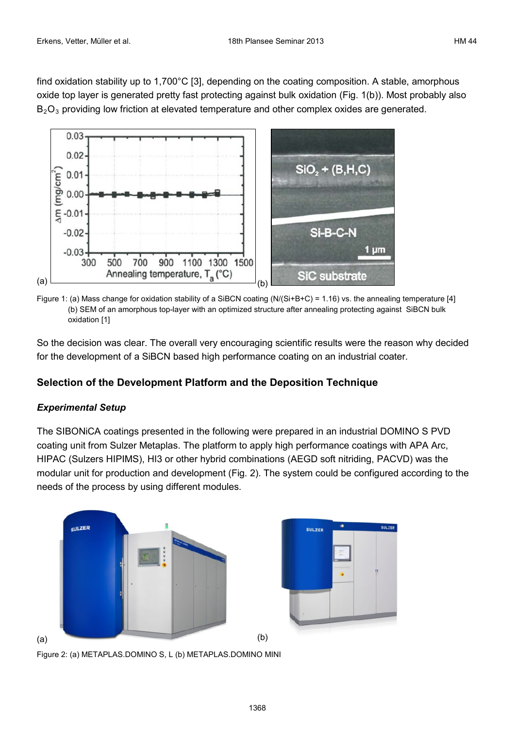find oxidation stability up to 1,700°C [3], depending on the coating composition. A stable, amorphous oxide top layer is generated pretty fast protecting against bulk oxidation (Fig. 1(b)). Most probably also $B_2O_3$ providing low friction at elevated temperature and other complex oxides are generated.

Figure 1: (a) Mass change for oxidation stability of a SiBCN coating (N/(Si+B+C) = 1.16) vs. the annealing temperature [4]
(b) SEM of an amorphous top-layer with an optimized structure after annealing protecting against SiBCN bulk oxidation [1]

So the decision was clear. The overall very encouraging scientific results were the reason why decided for the development of a SiBCN based high performance coating on an industrial coater.

## Selection of the Development Platform and the Deposition Technique

### *Experimental Setup*

The SIBONiCA coatings presented in the following were prepared in an industrial DOMINO S PVD coating unit from Sulzer Metaplas. The platform to apply high performance coatings with APA Arc, HIPAC (Sulzers HIPIMS), HI3 or other hybrid combinations (AEGD soft nitriding, PACVD) was the modular unit for production and development (Fig. 2). The system could be configured according to the needs of the process by using different modules.

Figure 2: (a) METAPLAS.DOMINO S, L (b) METAPLAS.DOMINO MINI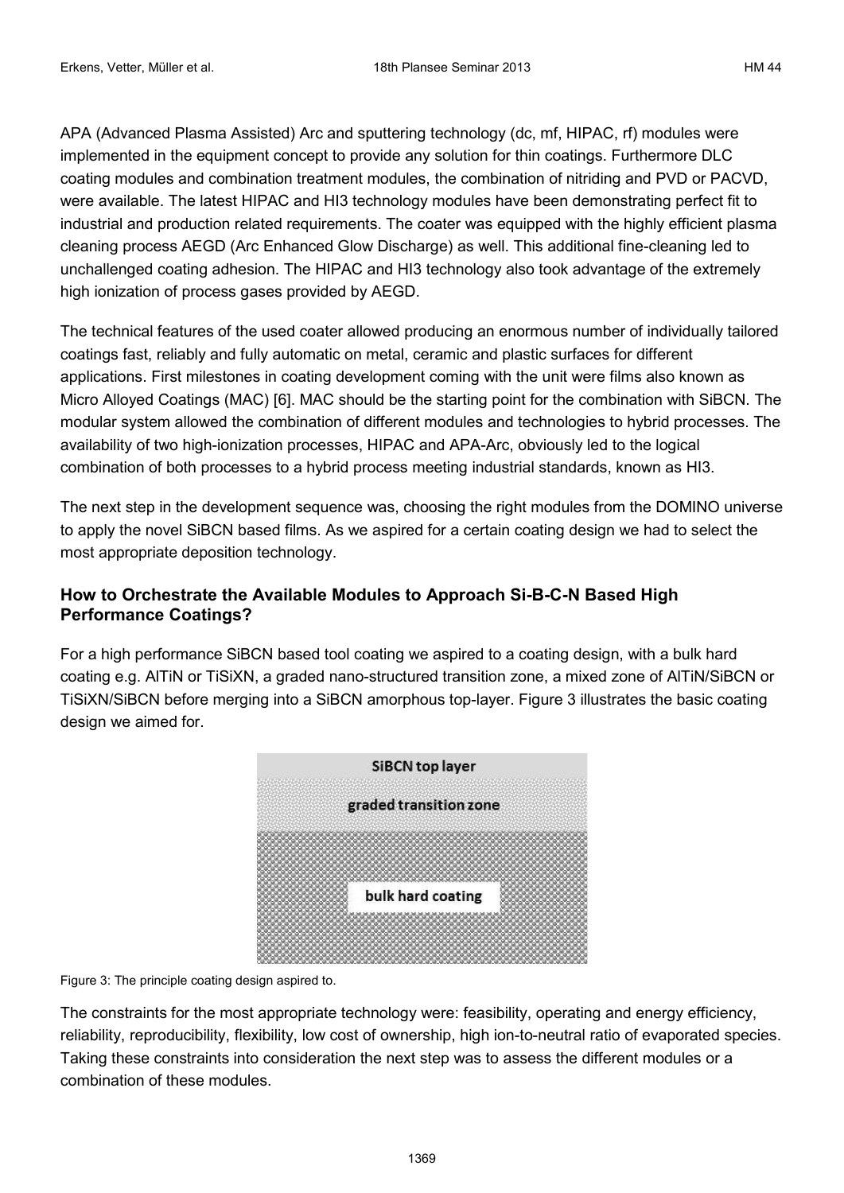APA (Advanced Plasma Assisted) Arc and sputtering technology (dc, mf, HIPAC, rf) modules were implemented in the equipment concept to provide any solution for thin coatings. Furthermore DLC coating modules and combination treatment modules, the combination of nitriding and PVD or PACVD, were available. The latest HIPAC and HI3 technology modules have been demonstrating perfect fit to industrial and production related requirements. The coater was equipped with the highly efficient plasma cleaning process AEGD (Arc Enhanced Glow Discharge) as well. This additional fine-cleaning led to unchallenged coating adhesion. The HIPAC and HI3 technology also took advantage of the extremely high ionization of process gases provided by AEGD.

The technical features of the used coater allowed producing an enormous number of individually tailored coatings fast, reliably and fully automatic on metal, ceramic and plastic surfaces for different applications. First milestones in coating development coming with the unit were films also known as Micro Alloyed Coatings (MAC) [6]. MAC should be the starting point for the combination with SiBCN. The modular system allowed the combination of different modules and technologies to hybrid processes. The availability of two high-ionization processes, HIPAC and APA-Arc, obviously led to the logical combination of both processes to a hybrid process meeting industrial standards, known as HI3.

The next step in the development sequence was, choosing the right modules from the DOMINO universe to apply the novel SiBCN based films. As we aspired for a certain coating design we had to select the most appropriate deposition technology.

### How to Orchestrate the Available Modules to Approach Si-B-C-N Based High Performance Coatings?

For a high performance SiBCN based tool coating we aspired to a coating design, with a bulk hard coating e.g. AlTiN or TiSiXN, a graded nano-structured transition zone, a mixed zone of AlTiN/SiBCN or TiSiXN/SiBCN before merging into a SiBCN amorphous top-layer. Figure 3 illustrates the basic coating design we aimed for.

SiBCN top layer

graded transition zone

bulk hard coating

Figure 3: The principle coating design aspired to.

The constraints for the most appropriate technology were: feasibility, operating and energy efficiency, reliability, reproducibility, flexibility, low cost of ownership, high ion-to-neutral ratio of evaporated species. Taking these constraints into consideration the next step was to assess the different modules or a combination of these modules.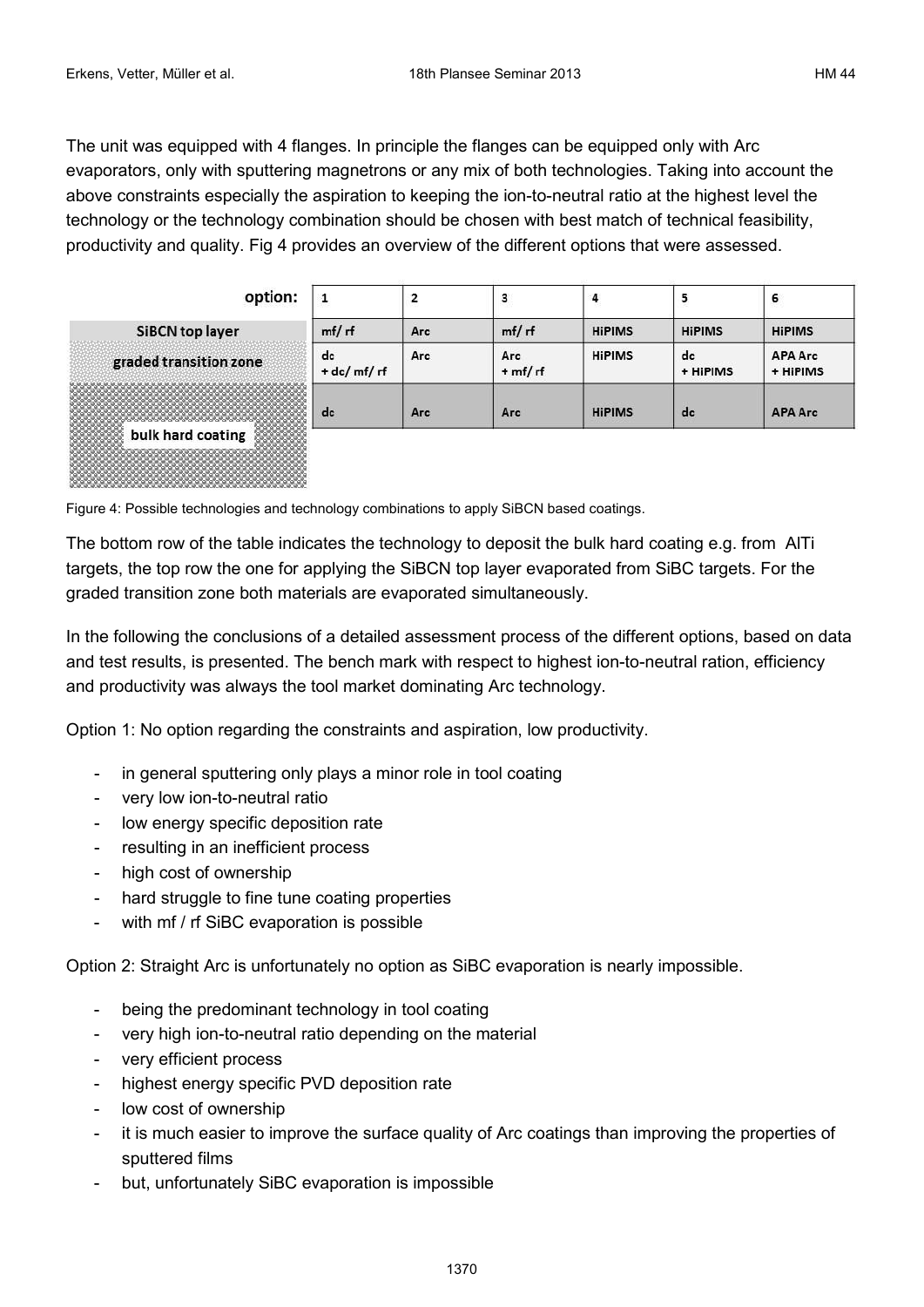The unit was equipped with 4 flanges. In principle the flanges can be equipped only with Arc evaporators, only with sputtering magnetrons or any mix of both technologies. Taking into account the above constraints especially the aspiration to keeping the ion-to-neutral ratio at the highest level the technology or the technology combination should be chosen with best match of technical feasibility, productivity and quality. Fig 4 provides an overview of the different options that were assessed.

| option: | 1 | 2 | 3 | 4 | 5 | 6 |
|---|---|---|---|---|---|---|
| SiBCN top layer | mf/ rf | Arc | mf/ rf | HiPIMS | HiPIMS | HiPIMS |
| graded transition zone | dc + dc/ mf/ rf | Arc | Arc + mf/ rf | HiPIMS | dc + HiPIMS | APA Arc + HiPIMS |
| bulk hard coating | dc | Arc | Arc | HiPIMS | dc | APA Arc |

Figure 4: Possible technologies and technology combinations to apply SiBCN based coatings.

The bottom row of the table indicates the technology to deposit the bulk hard coating e.g. from AlTi targets, the top row the one for applying the SiBCN top layer evaporated from SiBC targets. For the graded transition zone both materials are evaporated simultaneously.

In the following the conclusions of a detailed assessment process of the different options, based on data and test results, is presented. The bench mark with respect to highest ion-to-neutral ration, efficiency and productivity was always the tool market dominating Arc technology.

Option 1: No option regarding the constraints and aspiration, low productivity.

- in general sputtering only plays a minor role in tool coating
- very low ion-to-neutral ratio
- low energy specific deposition rate
- resulting in an inefficient process
- high cost of ownership
- hard struggle to fine tune coating properties
- with mf / rf SiBC evaporation is possible

Option 2: Straight Arc is unfortunately no option as SiBC evaporation is nearly impossible.

- being the predominant technology in tool coating
- very high ion-to-neutral ratio depending on the material
- very efficient process
- highest energy specific PVD deposition rate
- low cost of ownership
- it is much easier to improve the surface quality of Arc coatings than improving the properties of sputtered films
- but, unfortunately SiBC evaporation is impossible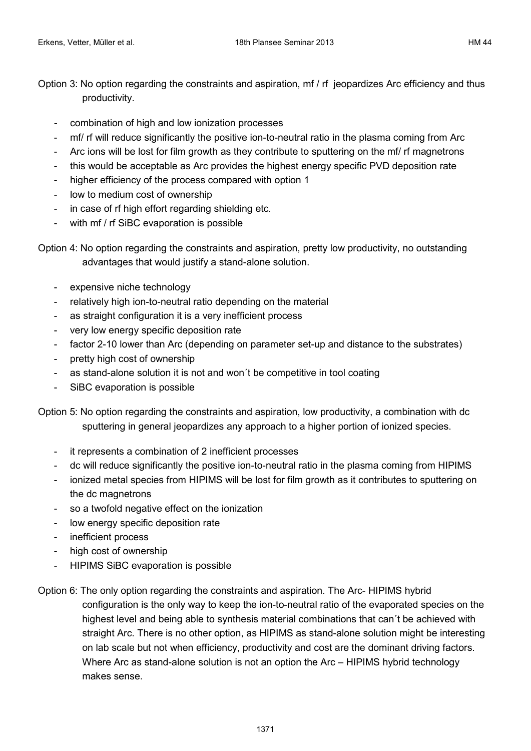Option 3: No option regarding the constraints and aspiration, mf / rf jeopardizes Arc efficiency and thus productivity.

- combination of high and low ionization processes
- mf/ rf will reduce significantly the positive ion-to-neutral ratio in the plasma coming from Arc
- Arc ions will be lost for film growth as they contribute to sputtering on the mf/ rf magnetrons
- this would be acceptable as Arc provides the highest energy specific PVD deposition rate
- higher efficiency of the process compared with option 1
- low to medium cost of ownership
- in case of rf high effort regarding shielding etc.
- with mf / rf SiBC evaporation is possible

Option 4: No option regarding the constraints and aspiration, pretty low productivity, no outstanding advantages that would justify a stand-alone solution.

- expensive niche technology
- relatively high ion-to-neutral ratio depending on the material
- as straight configuration it is a very inefficient process
- very low energy specific deposition rate
- factor 2-10 lower than Arc (depending on parameter set-up and distance to the substrates)
- pretty high cost of ownership
- as stand-alone solution it is not and won´t be competitive in tool coating
- SiBC evaporation is possible

Option 5: No option regarding the constraints and aspiration, low productivity, a combination with dc sputtering in general jeopardizes any approach to a higher portion of ionized species.

- it represents a combination of 2 inefficient processes
- dc will reduce significantly the positive ion-to-neutral ratio in the plasma coming from HIPIMS
- ionized metal species from HIPIMS will be lost for film growth as it contributes to sputtering on the dc magnetrons
- so a twofold negative effect on the ionization
- low energy specific deposition rate
- inefficient process
- high cost of ownership
- HIPIMS SiBC evaporation is possible

Option 6: The only option regarding the constraints and aspiration. The Arc- HIPIMS hybrid configuration is the only way to keep the ion-to-neutral ratio of the evaporated species on the highest level and being able to synthesis material combinations that can´t be achieved with straight Arc. There is no other option, as HIPIMS as stand-alone solution might be interesting on lab scale but not when efficiency, productivity and cost are the dominant driving factors. Where Arc as stand-alone solution is not an option the Arc – HIPIMS hybrid technology makes sense.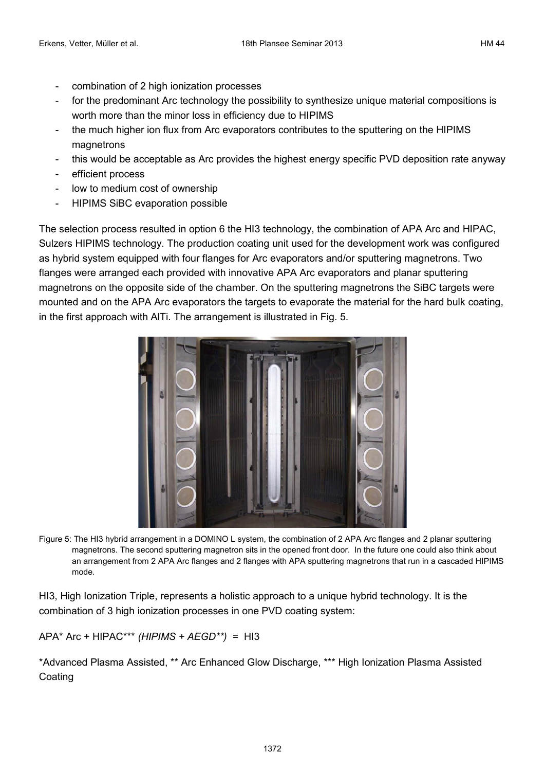- combination of 2 high ionization processes
- for the predominant Arc technology the possibility to synthesize unique material compositions is worth more than the minor loss in efficiency due to HIPIMS
- the much higher ion flux from Arc evaporators contributes to the sputtering on the HIPIMS magnetrons
- this would be acceptable as Arc provides the highest energy specific PVD deposition rate anyway
- efficient process
- low to medium cost of ownership
- HIPIMS SiBC evaporation possible

The selection process resulted in option 6 the HI3 technology, the combination of APA Arc and HIPAC, Sulzers HIPIMS technology. The production coating unit used for the development work was configured as hybrid system equipped with four flanges for Arc evaporators and/or sputtering magnetrons. Two flanges were arranged each provided with innovative APA Arc evaporators and planar sputtering magnetrons on the opposite side of the chamber. On the sputtering magnetrons the SiBC targets were mounted and on the APA Arc evaporators the targets to evaporate the material for the hard bulk coating, in the first approach with AlTi. The arrangement is illustrated in Fig. 5.

Figure 5: The HI3 hybrid arrangement in a DOMINO L system, the combination of 2 APA Arc flanges and 2 planar sputtering magnetrons. The second sputtering magnetron sits in the opened front door. In the future one could also think about an arrangement from 2 APA Arc flanges and 2 flanges with APA sputtering magnetrons that run in a cascaded HIPIMS mode.

HI3, High Ionization Triple, represents a holistic approach to a unique hybrid technology. It is the combination of 3 high ionization processes in one PVD coating system:

APA* Arc + HIPAC*** *(HIPIMS + AEGD**)* = HI3

*Advanced Plasma Assisted, ** Arc Enhanced Glow Discharge, *** High Ionization Plasma Assisted Coating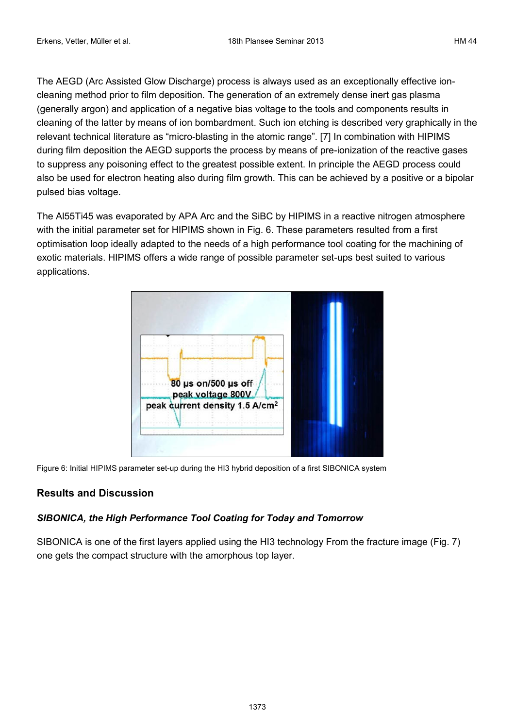The AEGD (Arc Assisted Glow Discharge) process is always used as an exceptionally effective ion-cleaning method prior to film deposition. The generation of an extremely dense inert gas plasma (generally argon) and application of a negative bias voltage to the tools and components results in cleaning of the latter by means of ion bombardment. Such ion etching is described very graphically in the relevant technical literature as "micro-blasting in the atomic range". [7] In combination with HIPIMS during film deposition the AEGD supports the process by means of pre-ionization of the reactive gases to suppress any poisoning effect to the greatest possible extent. In principle the AEGD process could also be used for electron heating also during film growth. This can be achieved by a positive or a bipolar pulsed bias voltage.

The Al55Ti45 was evaporated by APA Arc and the SiBC by HIPIMS in a reactive nitrogen atmosphere with the initial parameter set for HIPIMS shown in Fig. 6. These parameters resulted from a first optimisation loop ideally adapted to the needs of a high performance tool coating for the machining of exotic materials. HIPIMS offers a wide range of possible parameter set-ups best suited to various applications.

Figure 6: Initial HIPIMS parameter set-up during the HI3 hybrid deposition of a first SIBONICA system

## Results and Discussion

### *SIBONICA, the High Performance Tool Coating for Today and Tomorrow*

SIBONICA is one of the first layers applied using the HI3 technology From the fracture image (Fig. 7) one gets the compact structure with the amorphous top layer.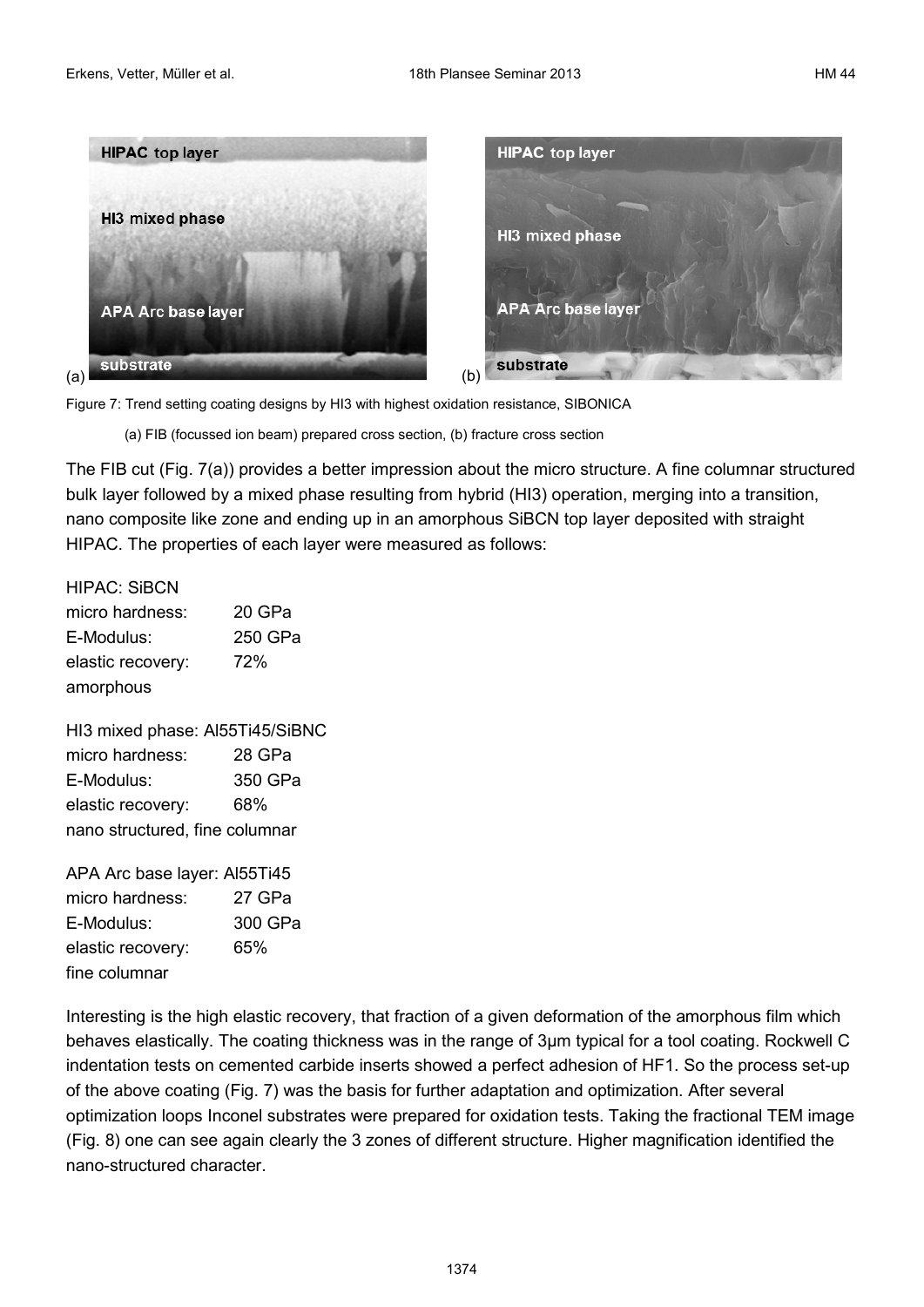Figure 7: Trend setting coating designs by HI3 with highest oxidation resistance, SIBONICA

(a) FIB (focussed ion beam) prepared cross section, (b) fracture cross section

The FIB cut (Fig. 7(a)) provides a better impression about the micro structure. A fine columnar structured bulk layer followed by a mixed phase resulting from hybrid (HI3) operation, merging into a transition, nano composite like zone and ending up in an amorphous SiBCN top layer deposited with straight HIPAC. The properties of each layer were measured as follows:

HIPAC: SiBCN
micro hardness: 20 GPa
E-Modulus: 250 GPa
elastic recovery: 72%
amorphous

HI3 mixed phase: Al55Ti45/SiBNC
micro hardness: 28 GPa
E-Modulus: 350 GPa
elastic recovery: 68%
nano structured, fine columnar

APA Arc base layer: Al55Ti45
micro hardness: 27 GPa
E-Modulus: 300 GPa
elastic recovery: 65%
fine columnar

Interesting is the high elastic recovery, that fraction of a given deformation of the amorphous film which behaves elastically. The coating thickness was in the range of 3µm typical for a tool coating. Rockwell C indentation tests on cemented carbide inserts showed a perfect adhesion of HF1. So the process set-up of the above coating (Fig. 7) was the basis for further adaptation and optimization. After several optimization loops Inconel substrates were prepared for oxidation tests. Taking the fractional TEM image (Fig. 8) one can see again clearly the 3 zones of different structure. Higher magnification identified the nano-structured character.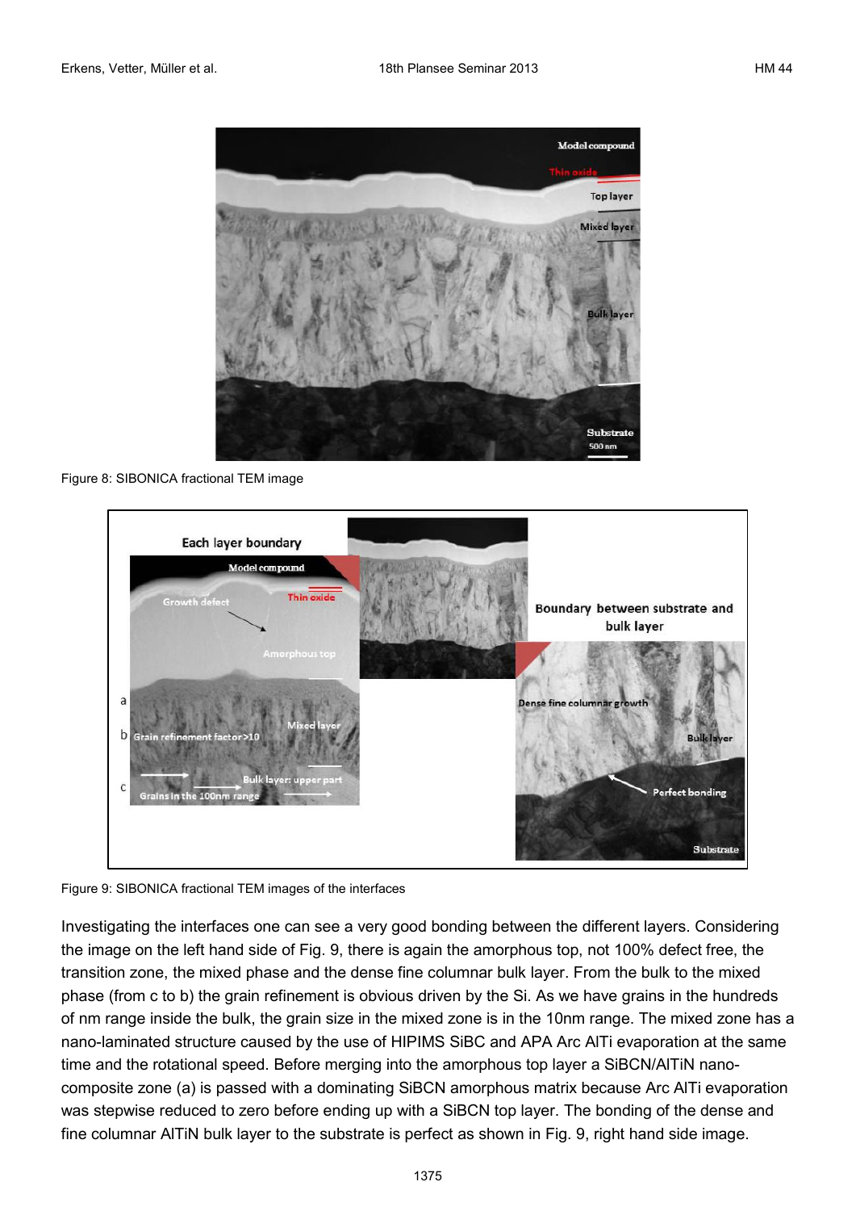Figure 8: SIBONICA fractional TEM image

Figure 9: SIBONICA fractional TEM images of the interfaces

Investigating the interfaces one can see a very good bonding between the different layers. Considering the image on the left hand side of Fig. 9, there is again the amorphous top, not 100% defect free, the transition zone, the mixed phase and the dense fine columnar bulk layer. From the bulk to the mixed phase (from c to b) the grain refinement is obvious driven by the Si. As we have grains in the hundreds of nm range inside the bulk, the grain size in the mixed zone is in the 10nm range. The mixed zone has a nano-laminated structure caused by the use of HIPIMS SiBC and APA Arc AlTi evaporation at the same time and the rotational speed. Before merging into the amorphous top layer a SiBCN/AlTiN nano-composite zone (a) is passed with a dominating SiBCN amorphous matrix because Arc AlTi evaporation was stepwise reduced to zero before ending up with a SiBCN top layer. The bonding of the dense and fine columnar AlTiN bulk layer to the substrate is perfect as shown in Fig. 9, right hand side image.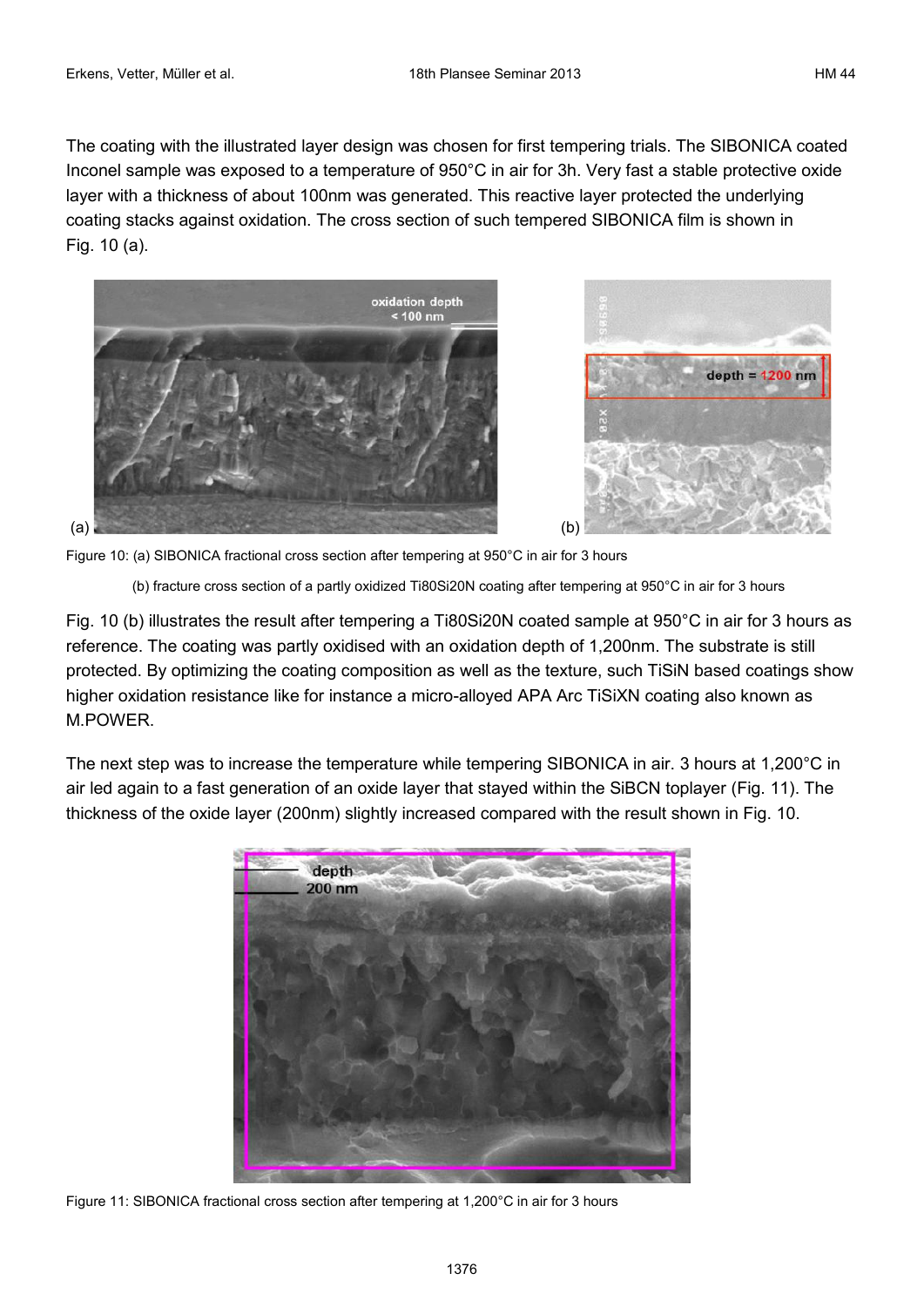The coating with the illustrated layer design was chosen for first tempering trials. The SIBONICA coated Inconel sample was exposed to a temperature of 950°C in air for 3h. Very fast a stable protective oxide layer with a thickness of about 100nm was generated. This reactive layer protected the underlying coating stacks against oxidation. The cross section of such tempered SIBONICA film is shown in Fig. 10 (a).

Figure 10: (a) SIBONICA fractional cross section after tempering at 950°C in air for 3 hours

(b) fracture cross section of a partly oxidized Ti80Si20N coating after tempering at 950°C in air for 3 hours

Fig. 10 (b) illustrates the result after tempering a Ti80Si20N coated sample at 950°C in air for 3 hours as reference. The coating was partly oxidised with an oxidation depth of 1,200nm. The substrate is still protected. By optimizing the coating composition as well as the texture, such TiSiN based coatings show higher oxidation resistance like for instance a micro-alloyed APA Arc TiSiXN coating also known as M.POWER.

The next step was to increase the temperature while tempering SIBONICA in air. 3 hours at 1,200°C in air led again to a fast generation of an oxide layer that stayed within the SiBCN toplayer (Fig. 11). The thickness of the oxide layer (200nm) slightly increased compared with the result shown in Fig. 10.

Figure 11: SIBONICA fractional cross section after tempering at 1,200°C in air for 3 hours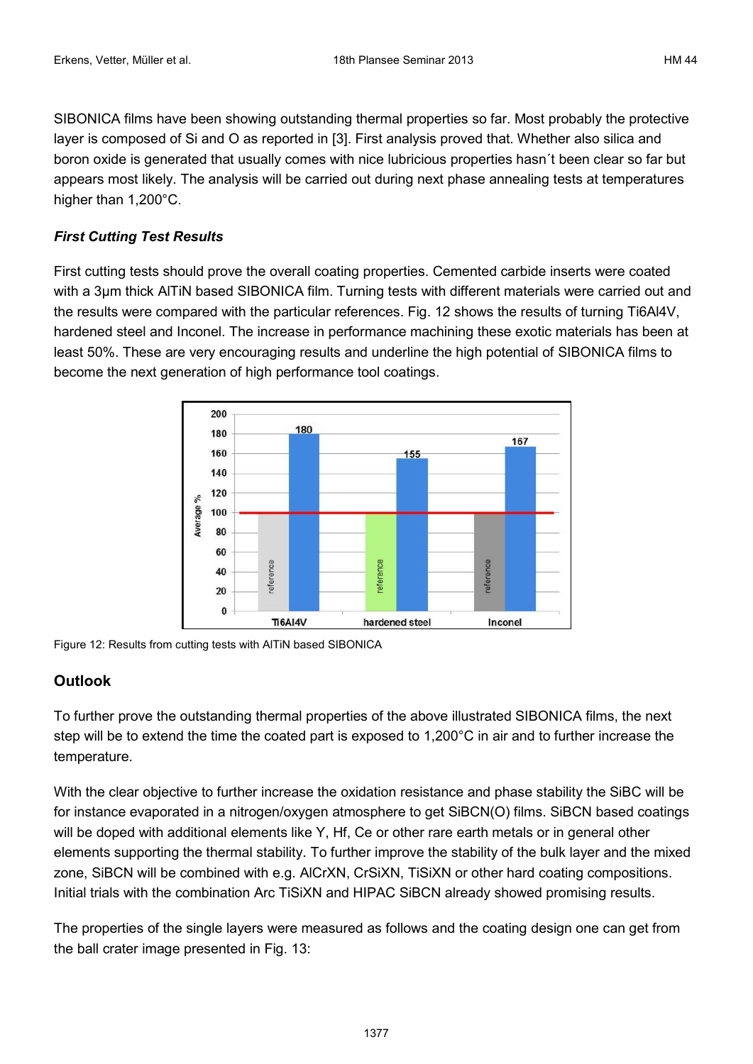SIBONICA films have been showing outstanding thermal properties so far. Most probably the protective layer is composed of Si and O as reported in [3]. First analysis proved that. Whether also silica and boron oxide is generated that usually comes with nice lubricious properties hasn´t been clear so far but appears most likely. The analysis will be carried out during next phase annealing tests at temperatures higher than 1,200°C.

### *First Cutting Test Results*

First cutting tests should prove the overall coating properties. Cemented carbide inserts were coated with a 3µm thick AlTiN based SIBONICA film. Turning tests with different materials were carried out and the results were compared with the particular references. Fig. 12 shows the results of turning Ti6Al4V, hardened steel and Inconel. The increase in performance machining these exotic materials has been at least 50%. These are very encouraging results and underline the high potential of SIBONICA films to become the next generation of high performance tool coatings.

Figure 12: Results from cutting tests with AlTiN based SIBONICA

## Outlook

To further prove the outstanding thermal properties of the above illustrated SIBONICA films, the next step will be to extend the time the coated part is exposed to 1,200°C in air and to further increase the temperature.

With the clear objective to further increase the oxidation resistance and phase stability the SiBC will be for instance evaporated in a nitrogen/oxygen atmosphere to get SiBCN(O) films. SiBCN based coatings will be doped with additional elements like Y, Hf, Ce or other rare earth metals or in general other elements supporting the thermal stability. To further improve the stability of the bulk layer and the mixed zone, SiBCN will be combined with e.g. AlCrXN, CrSiXN, TiSiXN or other hard coating compositions. Initial trials with the combination Arc TiSiXN and HIPAC SiBCN already showed promising results.

The properties of the single layers were measured as follows and the coating design one can get from the ball crater image presented in Fig. 13: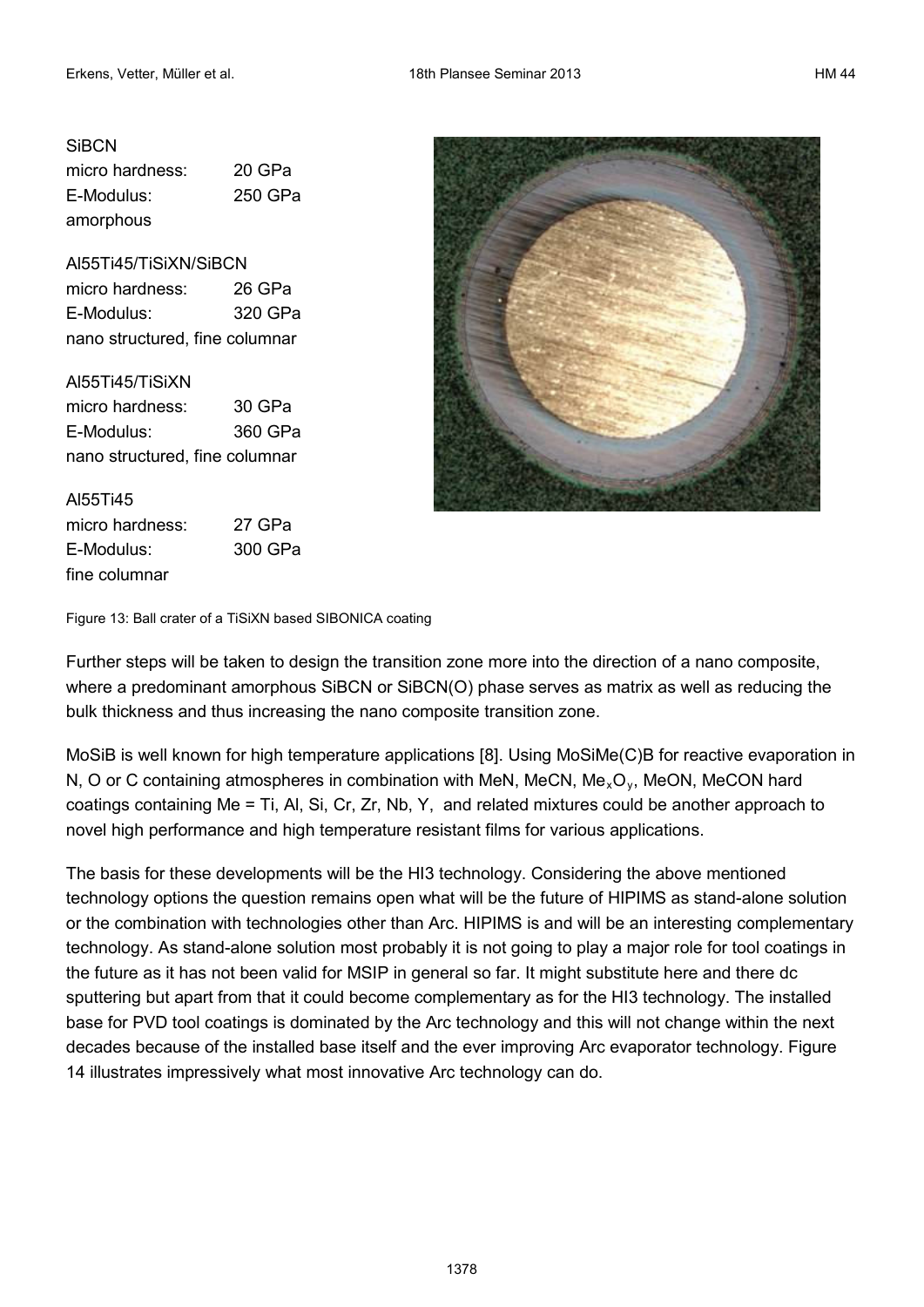SiBCN

| | |
|---|---|
| micro hardness: | 20 GPa |
| E-Modulus: | 250 GPa |
| amorphous | |

Al55Ti45/TiSiXN/SiBCN

| | |
|---|---|
| micro hardness: | 26 GPa |
| E-Modulus: | 320 GPa |
| nano structured, fine columnar | |

Al55Ti45/TiSiXN

| | |
|---|---|
| micro hardness: | 30 GPa |
| E-Modulus: | 360 GPa |
| nano structured, fine columnar | |

Al55Ti45

| | |
|---|---|
| micro hardness: | 27 GPa |
| E-Modulus: | 300 GPa |
| fine columnar | |

Figure 13: Ball crater of a TiSiXN based SIBONICA coating

Further steps will be taken to design the transition zone more into the direction of a nano composite, where a predominant amorphous SiBCN or SiBCN(O) phase serves as matrix as well as reducing the bulk thickness and thus increasing the nano composite transition zone.

MoSiB is well known for high temperature applications [8]. Using MoSiMe(C)B for reactive evaporation in N, O or C containing atmospheres in combination with MeN, MeCN, $Me_xO_y$, MeON, MeCON hard coatings containing Me = Ti, Al, Si, Cr, Zr, Nb, Y, and related mixtures could be another approach to novel high performance and high temperature resistant films for various applications.

The basis for these developments will be the HI3 technology. Considering the above mentioned technology options the question remains open what will be the future of HIPIMS as stand-alone solution or the combination with technologies other than Arc. HIPIMS is and will be an interesting complementary technology. As stand-alone solution most probably it is not going to play a major role for tool coatings in the future as it has not been valid for MSIP in general so far. It might substitute here and there dc sputtering but apart from that it could become complementary as for the HI3 technology. The installed base for PVD tool coatings is dominated by the Arc technology and this will not change within the next decades because of the installed base itself and the ever improving Arc evaporator technology. Figure 14 illustrates impressively what most innovative Arc technology can do.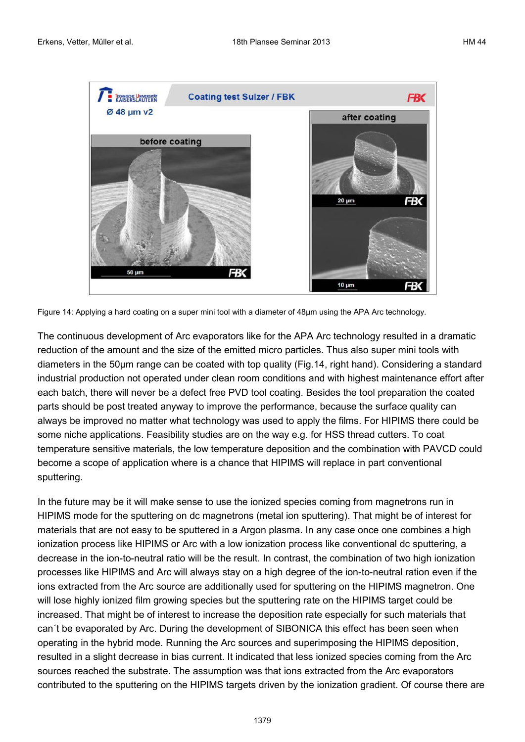Figure 14: Applying a hard coating on a super mini tool with a diameter of 48µm using the APA Arc technology.

The continuous development of Arc evaporators like for the APA Arc technology resulted in a dramatic reduction of the amount and the size of the emitted micro particles. Thus also super mini tools with diameters in the 50µm range can be coated with top quality (Fig.14, right hand). Considering a standard industrial production not operated under clean room conditions and with highest maintenance effort after each batch, there will never be a defect free PVD tool coating. Besides the tool preparation the coated parts should be post treated anyway to improve the performance, because the surface quality can always be improved no matter what technology was used to apply the films. For HIPIMS there could be some niche applications. Feasibility studies are on the way e.g. for HSS thread cutters. To coat temperature sensitive materials, the low temperature deposition and the combination with PAVCD could become a scope of application where is a chance that HIPIMS will replace in part conventional sputtering.

In the future may be it will make sense to use the ionized species coming from magnetrons run in HIPIMS mode for the sputtering on dc magnetrons (metal ion sputtering). That might be of interest for materials that are not easy to be sputtered in a Argon plasma. In any case once one combines a high ionization process like HIPIMS or Arc with a low ionization process like conventional dc sputtering, a decrease in the ion-to-neutral ratio will be the result. In contrast, the combination of two high ionization processes like HIPIMS and Arc will always stay on a high degree of the ion-to-neutral ration even if the ions extracted from the Arc source are additionally used for sputtering on the HIPIMS magnetron. One will lose highly ionized film growing species but the sputtering rate on the HIPIMS target could be increased. That might be of interest to increase the deposition rate especially for such materials that can´t be evaporated by Arc. During the development of SIBONICA this effect has been seen when operating in the hybrid mode. Running the Arc sources and superimposing the HIPIMS deposition, resulted in a slight decrease in bias current. It indicated that less ionized species coming from the Arc sources reached the substrate. The assumption was that ions extracted from the Arc evaporators contributed to the sputtering on the HIPIMS targets driven by the ionization gradient. Of course there are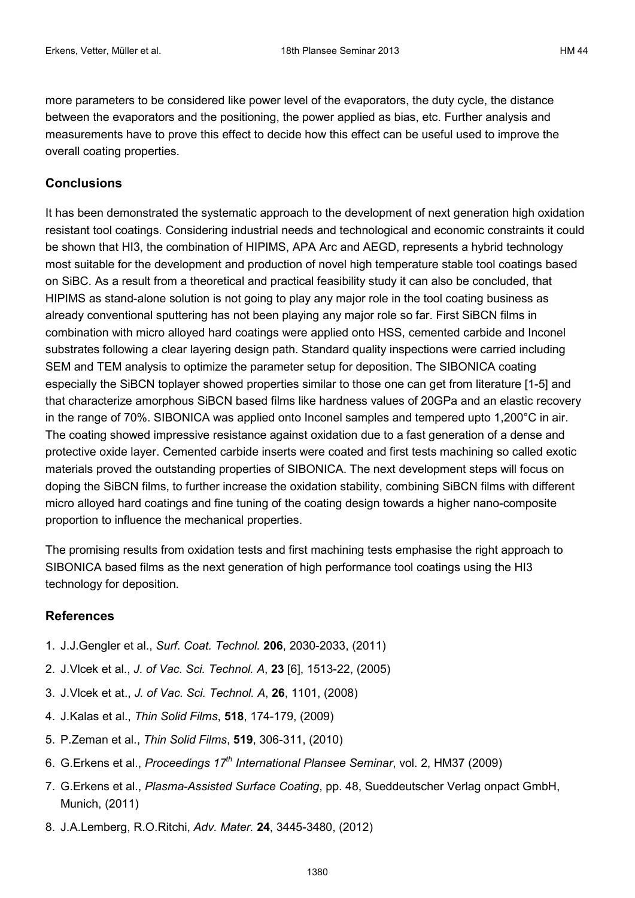more parameters to be considered like power level of the evaporators, the duty cycle, the distance between the evaporators and the positioning, the power applied as bias, etc. Further analysis and measurements have to prove this effect to decide how this effect can be useful used to improve the overall coating properties.

## Conclusions

It has been demonstrated the systematic approach to the development of next generation high oxidation resistant tool coatings. Considering industrial needs and technological and economic constraints it could be shown that HI3, the combination of HIPIMS, APA Arc and AEGD, represents a hybrid technology most suitable for the development and production of novel high temperature stable tool coatings based on SiBC. As a result from a theoretical and practical feasibility study it can also be concluded, that HIPIMS as stand-alone solution is not going to play any major role in the tool coating business as already conventional sputtering has not been playing any major role so far. First SiBCN films in combination with micro alloyed hard coatings were applied onto HSS, cemented carbide and Inconel substrates following a clear layering design path. Standard quality inspections were carried including SEM and TEM analysis to optimize the parameter setup for deposition. The SIBONICA coating especially the SiBCN toplayer showed properties similar to those one can get from literature [1-5] and that characterize amorphous SiBCN based films like hardness values of 20GPa and an elastic recovery in the range of 70%. SIBONICA was applied onto Inconel samples and tempered upto 1,200°C in air. The coating showed impressive resistance against oxidation due to a fast generation of a dense and protective oxide layer. Cemented carbide inserts were coated and first tests machining so called exotic materials proved the outstanding properties of SIBONICA. The next development steps will focus on doping the SiBCN films, to further increase the oxidation stability, combining SiBCN films with different micro alloyed hard coatings and fine tuning of the coating design towards a higher nano-composite proportion to influence the mechanical properties.

The promising results from oxidation tests and first machining tests emphasise the right approach to SIBONICA based films as the next generation of high performance tool coatings using the HI3 technology for deposition.

## References

1. J.J.Gengler et al., *Surf. Coat. Technol.* **206**, 2030-2033, (2011)
2. J.Vlcek et al., *J. of Vac. Sci. Technol. A*, **23** [6], 1513-22, (2005)
3. J.Vlcek et at., *J. of Vac. Sci. Technol. A*, **26**, 1101, (2008)
4. J.Kalas et al., *Thin Solid Films*, **518**, 174-179, (2009)
5. P.Zeman et al., *Thin Solid Films*, **519**, 306-311, (2010)
6. G.Erkens et al., *Proceedings 17th International Plansee Seminar*, vol. 2, HM37 (2009)
7. G.Erkens et al., *Plasma-Assisted Surface Coating*, pp. 48, Sueddeutscher Verlag onpact GmbH, Munich, (2011)
8. J.A.Lemberg, R.O.Ritchi, *Adv. Mater.* **24**, 3445-3480, (2012)